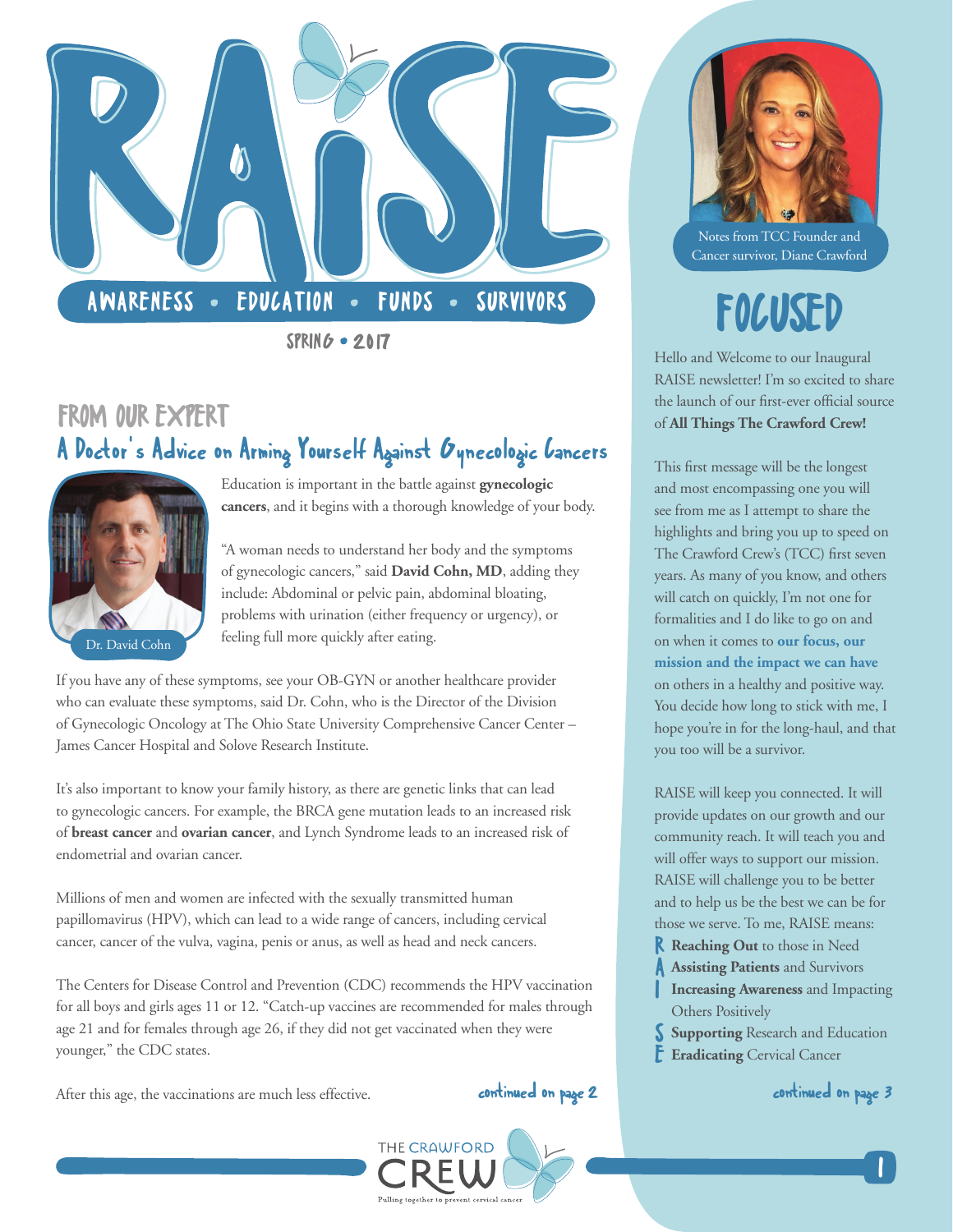# RAISE

AWARENESS • EDUCATION • FUNDS • SURVIVORS

SPRING • 2017

## FROM OUR EXPERT

### A Doctor's Advice on Arming Yourself Against Gynecologic Cancers

Dr. David Cohn

Education is important in the battle against **gynecologic cancers**, and it begins with a thorough knowledge of your body.

"A woman needs to understand her body and the symptoms of gynecologic cancers," said **David Cohn, MD**, adding they include: Abdominal or pelvic pain, abdominal bloating, problems with urination (either frequency or urgency), or feeling full more quickly after eating.

If you have any of these symptoms, see your OB-GYN or another healthcare provider who can evaluate these symptoms, said Dr. Cohn, who is the Director of the Division of Gynecologic Oncology at The Ohio State University Comprehensive Cancer Center – James Cancer Hospital and Solove Research Institute.

It's also important to know your family history, as there are genetic links that can lead to gynecologic cancers. For example, the BRCA gene mutation leads to an increased risk of **breast cancer** and **ovarian cancer**, and Lynch Syndrome leads to an increased risk of endometrial and ovarian cancer.

Millions of men and women are infected with the sexually transmitted human papillomavirus (HPV), which can lead to a wide range of cancers, including cervical cancer, cancer of the vulva, vagina, penis or anus, as well as head and neck cancers.

The Centers for Disease Control and Prevention (CDC) recommends the HPV vaccination for all boys and girls ages 11 or 12. "Catch-up vaccines are recommended for males through age 21 and for females through age 26, if they did not get vaccinated when they were younger," the CDC states.

After this age, the vaccinations are much less effective.

*continued on page 2*

---

Notes from TCC Founder and Cancer survivor, Diane Crawford

## FOCUSED

Hello and Welcome to our Inaugural RAISE newsletter! I'm so excited to share the launch of our first-ever official source of **All Things The Crawford Crew!**

This first message will be the longest and most encompassing one you will see from me as I attempt to share the highlights and bring you up to speed on The Crawford Crew's (TCC) first seven years. As many of you know, and others will catch on quickly, I'm not one for formalities and I do like to go on and on when it comes to **our focus, our mission and the impact we can have** on others in a healthy and positive way. You decide how long to stick with me, I hope you're in for the long-haul, and that you too will be a survivor.

RAISE will keep you connected. It will provide updates on our growth and our community reach. It will teach you and will offer ways to support our mission. RAISE will challenge you to be better and to help us be the best we can be for those we serve. To me, RAISE means:

- R **Reaching Out** to those in Need
- A **Assisting Patients** and Survivors
- I **Increasing Awareness** and Impacting Others Positively
- S **Supporting** Research and Education
- E **Eradicating** Cervical Cancer

*continued on page 3*

THE CRAWFORD CREW
Pulling together to prevent cervical cancer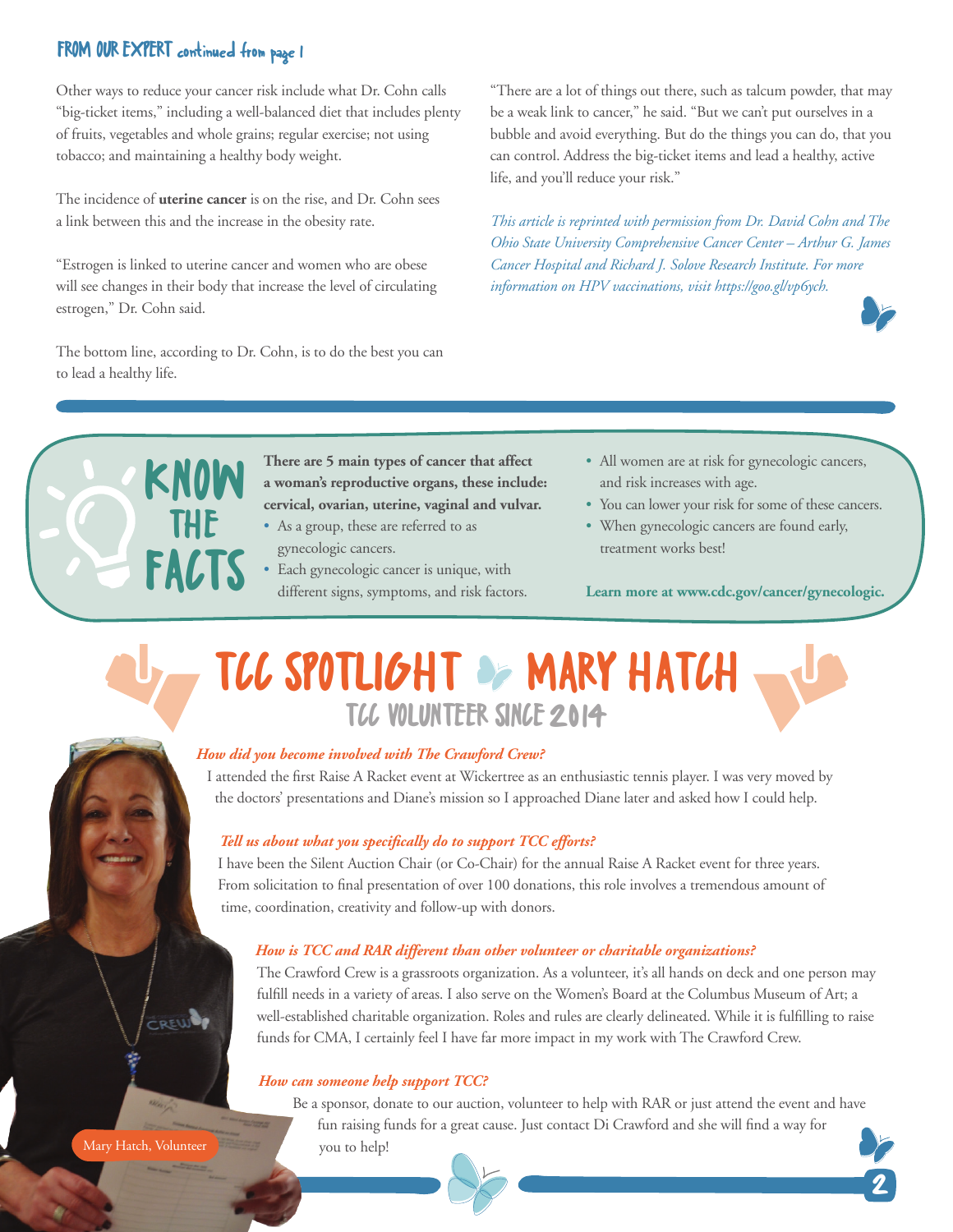## FROM OUR EXPERT continued from page 1

Other ways to reduce your cancer risk include what Dr. Cohn calls "big-ticket items," including a well-balanced diet that includes plenty of fruits, vegetables and whole grains; regular exercise; not using tobacco; and maintaining a healthy body weight.

The incidence of **uterine cancer** is on the rise, and Dr. Cohn sees a link between this and the increase in the obesity rate.

"Estrogen is linked to uterine cancer and women who are obese will see changes in their body that increase the level of circulating estrogen," Dr. Cohn said.

The bottom line, according to Dr. Cohn, is to do the best you can to lead a healthy life.

"There are a lot of things out there, such as talcum powder, that may be a weak link to cancer," he said. "But we can't put ourselves in a bubble and avoid everything. But do the things you can do, that you can control. Address the big-ticket items and lead a healthy, active life, and you'll reduce your risk."

*This article is reprinted with permission from Dr. David Cohn and The Ohio State University Comprehensive Cancer Center – Arthur G. James Cancer Hospital and Richard J. Solove Research Institute. For more information on HPV vaccinations, visit https://goo.gl/vp6ych.*

## KNOW THE FACTS

**There are 5 main types of cancer that affect a woman's reproductive organs, these include: cervical, ovarian, uterine, vaginal and vulvar.**

- As a group, these are referred to as gynecologic cancers.
- Each gynecologic cancer is unique, with different signs, symptoms, and risk factors.
- All women are at risk for gynecologic cancers, and risk increases with age.
- You can lower your risk for some of these cancers.
- When gynecologic cancers are found early, treatment works best!

**Learn more at www.cdc.gov/cancer/gynecologic.**

## TCC SPOTLIGHT • MARY HATCH

### TCC VOLUNTEER SINCE 2014

***How did you become involved with The Crawford Crew?***

I attended the first Raise A Racket event at Wickertree as an enthusiastic tennis player. I was very moved by the doctors' presentations and Diane's mission so I approached Diane later and asked how I could help.

***Tell us about what you specifically do to support TCC efforts?***

I have been the Silent Auction Chair (or Co-Chair) for the annual Raise A Racket event for three years. From solicitation to final presentation of over 100 donations, this role involves a tremendous amount of time, coordination, creativity and follow-up with donors.

***How is TCC and RAR different than other volunteer or charitable organizations?***

The Crawford Crew is a grassroots organization. As a volunteer, it's all hands on deck and one person may fulfill needs in a variety of areas. I also serve on the Women's Board at the Columbus Museum of Art; a well-established charitable organization. Roles and rules are clearly delineated. While it is fulfilling to raise funds for CMA, I certainly feel I have far more impact in my work with The Crawford Crew.

***How can someone help support TCC?***

Be a sponsor, donate to our auction, volunteer to help with RAR or just attend the event and have fun raising funds for a great cause. Just contact Di Crawford and she will find a way for you to help!

Mary Hatch, Volunteer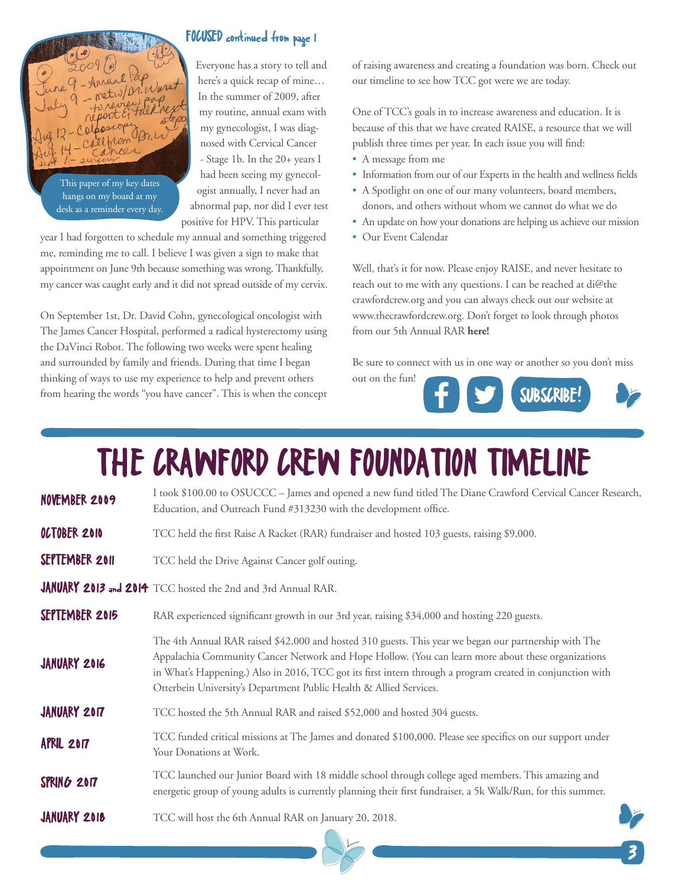**FOCUSED continued from page 1**

This paper of my key dates hangs on my board at my desk as a reminder every day.

Everyone has a story to tell and here's a quick recap of mine… In the summer of 2009, after my routine, annual exam with my gynecologist, I was diagnosed with Cervical Cancer - Stage 1b. In the 20+ years I had been seeing my gynecologist annually, I never had an abnormal pap, nor did I ever test positive for HPV. This particular year I had forgotten to schedule my annual and something triggered me, reminding me to call. I believe I was given a sign to make that appointment on June 9th because something was wrong. Thankfully, my cancer was caught early and it did not spread outside of my cervix.

On September 1st, Dr. David Cohn, gynecological oncologist with The James Cancer Hospital, performed a radical hysterectomy using the DaVinci Robot. The following two weeks were spent healing and surrounded by family and friends. During that time I began thinking of ways to use my experience to help and prevent others from hearing the words "you have cancer". This is when the concept of raising awareness and creating a foundation was born. Check out our timeline to see how TCC got were we are today.

One of TCC's goals in to increase awareness and education. It is because of this that we have created RAISE, a resource that we will publish three times per year. In each issue you will find:

- A message from me
- Information from our of our Experts in the health and wellness fields
- A Spotlight on one of our many volunteers, board members, donors, and others without whom we cannot do what we do
- An update on how your donations are helping us achieve our mission
- Our Event Calendar

Well, that's it for now. Please enjoy RAISE, and never hesitate to reach out to me with any questions. I can be reached at di@the crawfordcrew.org and you can always check out our website at www.thecrawfordcrew.org. Don't forget to look through photos from our 5th Annual RAR **here!**

Be sure to connect with us in one way or another so you don't miss out on the fun!

SUBSCRIBE!

# THE CRAWFORD CREW FOUNDATION TIMELINE

| | |
|---|---|
| **NOVEMBER 2009** | I took $100.00 to OSUCCC – James and opened a new fund titled The Diane Crawford Cervical Cancer Research, Education, and Outreach Fund #313230 with the development office. |
| **OCTOBER 2010** | TCC held the first Raise A Racket (RAR) fundraiser and hosted 103 guests, raising $9,000. |
| **SEPTEMBER 2011** | TCC held the Drive Against Cancer golf outing. |
| **JANUARY 2013 and 2014** | TCC hosted the 2nd and 3rd Annual RAR. |
| **SEPTEMBER 2015** | RAR experienced significant growth in our 3rd year, raising $34,000 and hosting 220 guests. |
| **JANUARY 2016** | The 4th Annual RAR raised $42,000 and hosted 310 guests. This year we began our partnership with The Appalachia Community Cancer Network and Hope Hollow. (You can learn more about these organizations in What's Happening.) Also in 2016, TCC got its first intern through a program created in conjunction with Otterbein University's Department Public Health & Allied Services. |
| **JANUARY 2017** | TCC hosted the 5th Annual RAR and raised $52,000 and hosted 304 guests. |
| **APRIL 2017** | TCC funded critical missions at The James and donated $100,000. Please see specifics on our support under Your Donations at Work. |
| **SPRING 2017** | TCC launched our Junior Board with 18 middle school through college aged members. This amazing and energetic group of young adults is currently planning their first fundraiser, a 5k Walk/Run, for this summer. |
| **JANUARY 2018** | TCC will host the 6th Annual RAR on January 20, 2018. |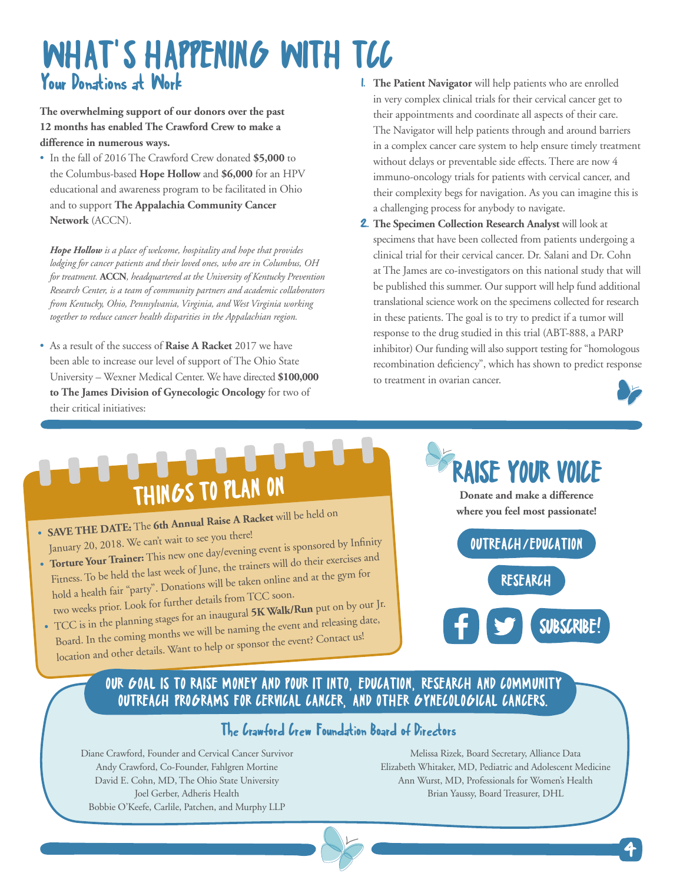# WHAT'S HAPPENING WITH TCC

## Your Donations at Work

**The overwhelming support of our donors over the past 12 months has enabled The Crawford Crew to make a difference in numerous ways.**

- In the fall of 2016 The Crawford Crew donated **$5,000** to the Columbus-based **Hope Hollow** and **$6,000** for an HPV educational and awareness program to be facilitated in Ohio and to support **The Appalachia Community Cancer Network** (ACCN).

*__Hope Hollow__ is a place of welcome, hospitality and hope that provides lodging for cancer patients and their loved ones, who are in Columbus, OH for treatment.* **ACCN**, *headquartered at the University of Kentucky Prevention Research Center, is a team of community partners and academic collaborators from Kentucky, Ohio, Pennsylvania, Virginia, and West Virginia working together to reduce cancer health disparities in the Appalachian region.*

- As a result of the success of **Raise A Racket** 2017 we have been able to increase our level of support of The Ohio State University – Wexner Medical Center. We have directed **$100,000 to The James Division of Gynecologic Oncology** for two of their critical initiatives:

1. **The Patient Navigator** will help patients who are enrolled in very complex clinical trials for their cervical cancer get to their appointments and coordinate all aspects of their care. The Navigator will help patients through and around barriers in a complex cancer care system to help ensure timely treatment without delays or preventable side effects. There are now 4 immuno-oncology trials for patients with cervical cancer, and their complexity begs for navigation. As you can imagine this is a challenging process for anybody to navigate.
2. **The Specimen Collection Research Analyst** will look at specimens that have been collected from patients undergoing a clinical trial for their cervical cancer. Dr. Salani and Dr. Cohn at The James are co-investigators on this national study that will be published this summer. Our support will help fund additional translational science work on the specimens collected for research in these patients. The goal is to try to predict if a tumor will response to the drug studied in this trial (ABT-888, a PARP inhibitor) Our funding will also support testing for "homologous recombination deficiency", which has shown to predict response to treatment in ovarian cancer.

## THINGS TO PLAN ON

- **SAVE THE DATE:** The **6th Annual Raise A Racket** will be held on January 20, 2018. We can't wait to see you there!
- **Torture Your Trainer:** This new one day/evening event is sponsored by Infinity Fitness. To be held the last week of June, the trainers will do their exercises and hold a health fair "party". Donations will be taken online and at the gym for two weeks prior. Look for further details from TCC soon.
- TCC is in the planning stages for an inaugural **5K Walk/Run** put on by our Jr. Board. In the coming months we will be naming the event and releasing date, location and other details. Want to help or sponsor the event? Contact us!

## RAISE YOUR VOICE

**Donate and make a difference where you feel most passionate!**

OUTREACH/EDUCATION

RESEARCH

SUBSCRIBE!

**OUR GOAL IS TO RAISE MONEY AND POUR IT INTO, EDUCATION, RESEARCH AND COMMUNITY OUTREACH PROGRAMS FOR CERVICAL CANCER, AND OTHER GYNECOLOGICAL CANCERS.**

### The Crawford Crew Foundation Board of Directors

Diane Crawford, Founder and Cervical Cancer Survivor
Andy Crawford, Co-Founder, Fahlgren Mortine
David E. Cohn, MD, The Ohio State University
Joel Gerber, Adheris Health
Bobbie O'Keefe, Carlile, Patchen, and Murphy LLP
Melissa Rizek, Board Secretary, Alliance Data
Elizabeth Whitaker, MD, Pediatric and Adolescent Medicine
Ann Wurst, MD, Professionals for Women's Health
Brian Yaussy, Board Treasurer, DHL